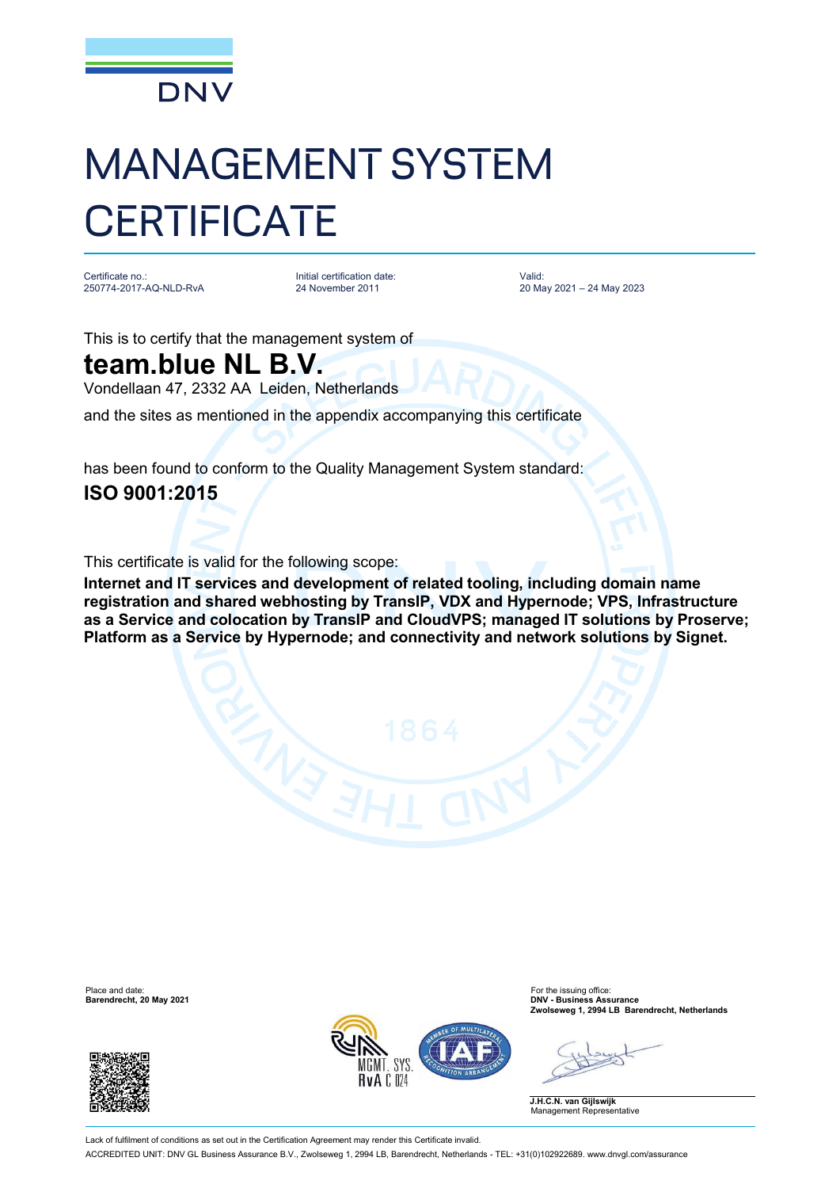DNV

# MANAGEMENT SYSTEM CERTIFICATE

Certificate no.:
250774-2017-AQ-NLD-RvA

Initial certification date:
24 November 2011

Valid:
20 May 2021 – 24 May 2023

This is to certify that the management system of

## team.blue NL B.V.

Vondellaan 47, 2332 AA Leiden, Netherlands

and the sites as mentioned in the appendix accompanying this certificate

has been found to conform to the Quality Management System standard:

## ISO 9001:2015

This certificate is valid for the following scope:

**Internet and IT services and development of related tooling, including domain name registration and shared webhosting by TransIP, VDX and Hypernode; VPS, Infrastructure as a Service and colocation by TransIP and CloudVPS; managed IT solutions by Proserve; Platform as a Service by Hypernode; and connectivity and network solutions by Signet.**

Place and date:
**Barendrecht, 20 May 2021**

For the issuing office:
**DNV - Business Assurance**
**Zwolseweg 1, 2994 LB Barendrecht, Netherlands**

**J.H.C.N. van Gijlswijk**
Management Representative

Lack of fulfilment of conditions as set out in the Certification Agreement may render this Certificate invalid.

ACCREDITED UNIT: DNV GL Business Assurance B.V., Zwolseweg 1, 2994 LB, Barendrecht, Netherlands - TEL: +31(0)102922689. www.dnvgl.com/assurance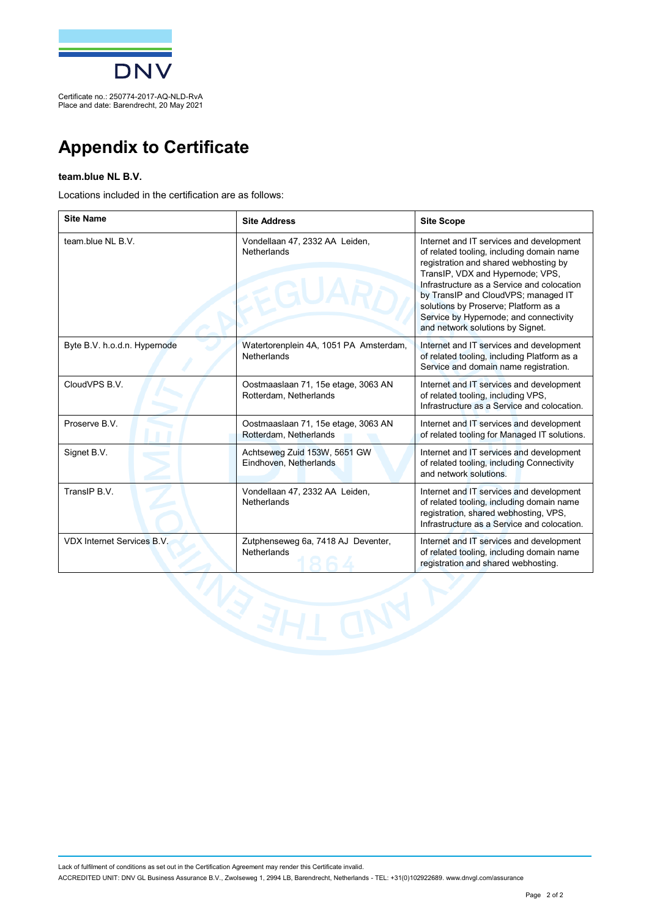Certificate no.: 250774-2017-AQ-NLD-RvA
Place and date: Barendrecht, 20 May 2021

# Appendix to Certificate

**team.blue NL B.V.**

Locations included in the certification are as follows:

| Site Name | Site Address | Site Scope |
|---|---|---|
| team.blue NL B.V. | Vondellaan 47, 2332 AA Leiden, Netherlands | Internet and IT services and development of related tooling, including domain name registration and shared webhosting by TransIP, VDX and Hypernode; VPS, Infrastructure as a Service and colocation by TransIP and CloudVPS; managed IT solutions by Proserve; Platform as a Service by Hypernode; and connectivity and network solutions by Signet. |
| Byte B.V. h.o.d.n. Hypernode | Watertorenplein 4A, 1051 PA Amsterdam, Netherlands | Internet and IT services and development of related tooling, including Platform as a Service and domain name registration. |
| CloudVPS B.V. | Oostmaaslaan 71, 15e etage, 3063 AN Rotterdam, Netherlands | Internet and IT services and development of related tooling, including VPS, Infrastructure as a Service and colocation. |
| Proserve B.V. | Oostmaaslaan 71, 15e etage, 3063 AN Rotterdam, Netherlands | Internet and IT services and development of related tooling for Managed IT solutions. |
| Signet B.V. | Achtseweg Zuid 153W, 5651 GW Eindhoven, Netherlands | Internet and IT services and development of related tooling, including Connectivity and network solutions. |
| TransIP B.V. | Vondellaan 47, 2332 AA Leiden, Netherlands | Internet and IT services and development of related tooling, including domain name registration, shared webhosting, VPS, Infrastructure as a Service and colocation. |
| VDX Internet Services B.V. | Zutphenseweg 6a, 7418 AJ Deventer, Netherlands | Internet and IT services and development of related tooling, including domain name registration and shared webhosting. |

Lack of fulfilment of conditions as set out in the Certification Agreement may render this Certificate invalid.

ACCREDITED UNIT: DNV GL Business Assurance B.V., Zwolseweg 1, 2994 LB, Barendrecht, Netherlands - TEL: +31(0)102922689. www.dnvgl.com/assurance